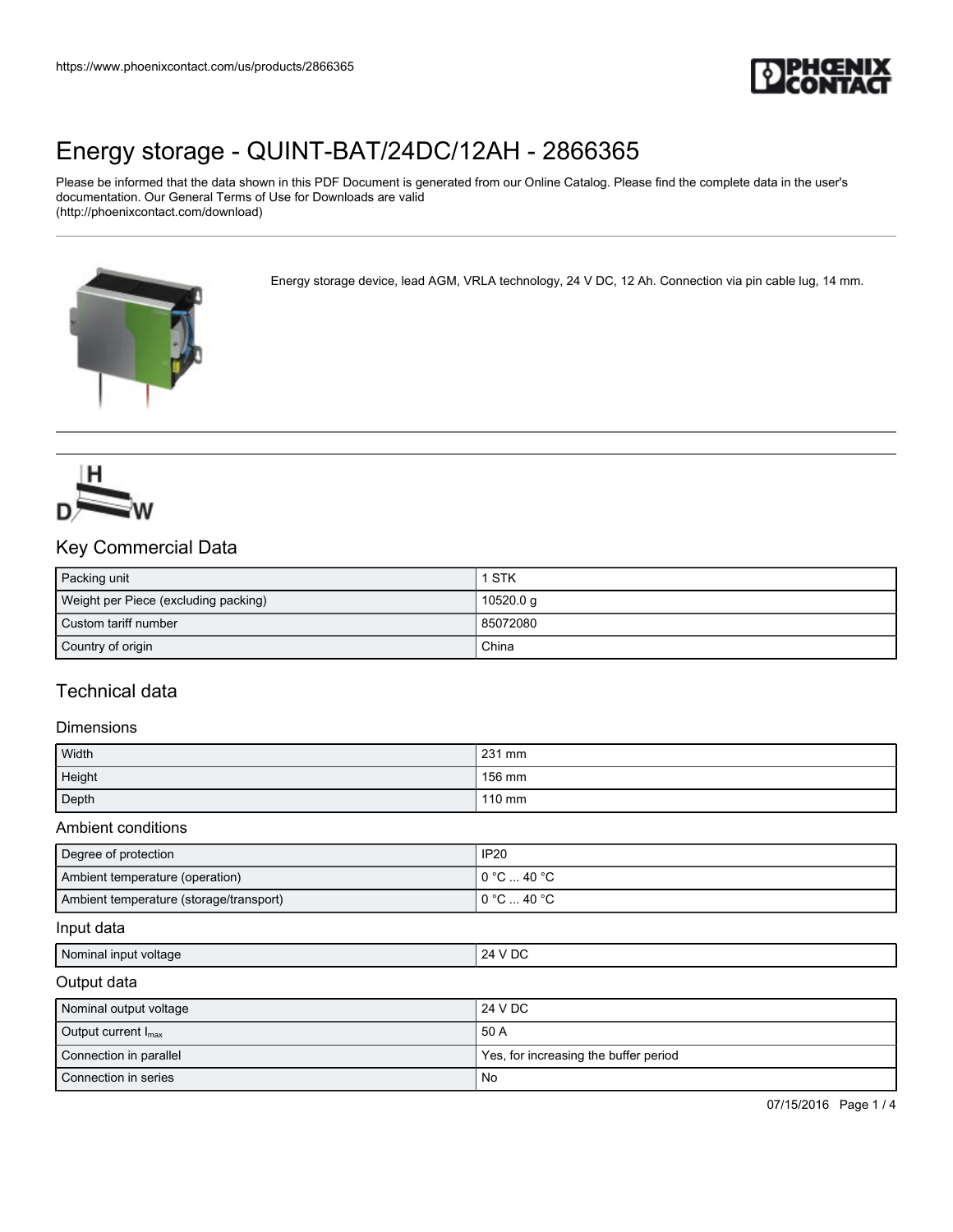# Energy storage - QUINT-BAT/24DC/12AH - 2866365

Please be informed that the data shown in this PDF Document is generated from our Online Catalog. Please find the complete data in the user's documentation. Our General Terms of Use for Downloads are valid (http://phoenixcontact.com/download)

Energy storage device, lead AGM, VRLA technology, 24 V DC, 12 Ah. Connection via pin cable lug, 14 mm.

## Key Commercial Data

| | |
|---|---|
| Packing unit | 1 STK |
| Weight per Piece (excluding packing) | 10520.0 g |
| Custom tariff number | 85072080 |
| Country of origin | China |

## Technical data

### Dimensions

| | |
|---|---|
| Width | 231 mm |
| Height | 156 mm |
| Depth | 110 mm |

### Ambient conditions

| | |
|---|---|
| Degree of protection | IP20 |
| Ambient temperature (operation) | 0 °C ... 40 °C |
| Ambient temperature (storage/transport) | 0 °C ... 40 °C |

### Input data

| | |
|---|---|
| Nominal input voltage | 24 V DC |

### Output data

| | |
|---|---|
| Nominal output voltage | 24 V DC |
| Output current $I_{max}$ | 50 A |
| Connection in parallel | Yes, for increasing the buffer period |
| Connection in series | No |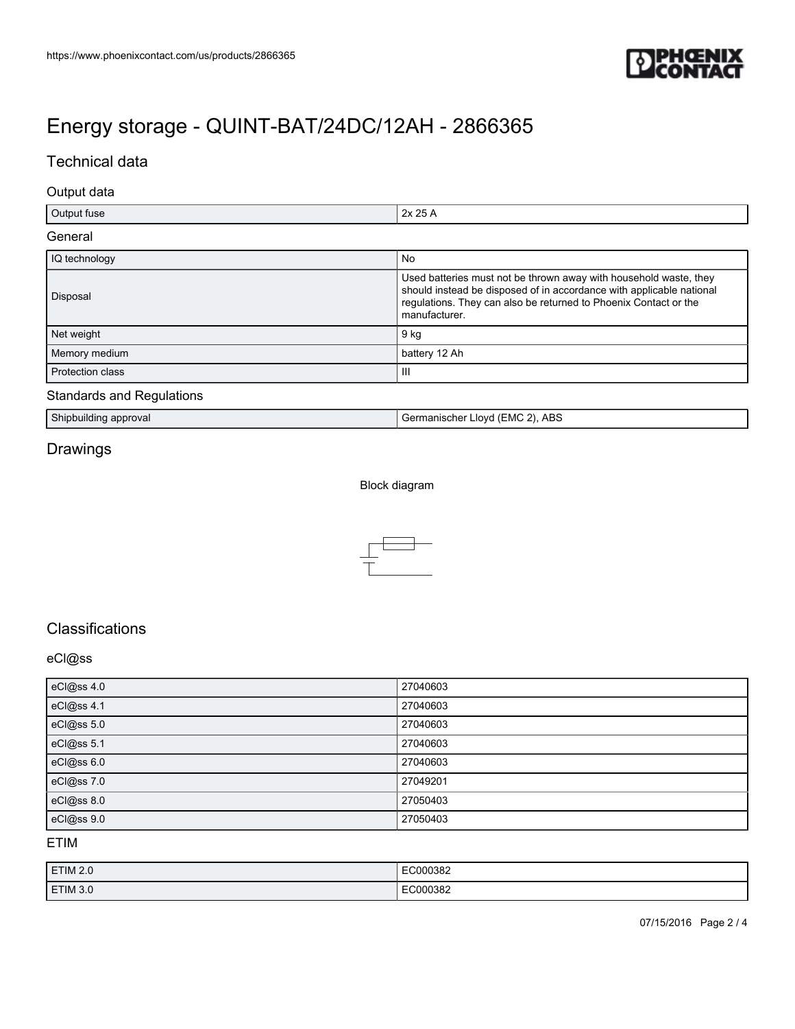# Energy storage - QUINT-BAT/24DC/12AH - 2866365

## Technical data

### Output data

| | |
|---|---|
| Output fuse | 2x 25 A |

### General

| | |
|---|---|
| IQ technology | No |
| Disposal | Used batteries must not be thrown away with household waste, they should instead be disposed of in accordance with applicable national regulations. They can also be returned to Phoenix Contact or the manufacturer. |
| Net weight | 9 kg |
| Memory medium | battery 12 Ah |
| Protection class | III |

### Standards and Regulations

| | |
|---|---|
| Shipbuilding approval | Germanischer Lloyd (EMC 2), ABS |

## Drawings

Block diagram

## Classifications

### eCl@ss

| | |
|---|---|
| eCl@ss 4.0 | 27040603 |
| eCl@ss 4.1 | 27040603 |
| eCl@ss 5.0 | 27040603 |
| eCl@ss 5.1 | 27040603 |
| eCl@ss 6.0 | 27040603 |
| eCl@ss 7.0 | 27049201 |
| eCl@ss 8.0 | 27050403 |
| eCl@ss 9.0 | 27050403 |

### ETIM

| | |
|---|---|
| ETIM 2.0 | EC000382 |
| ETIM 3.0 | EC000382 |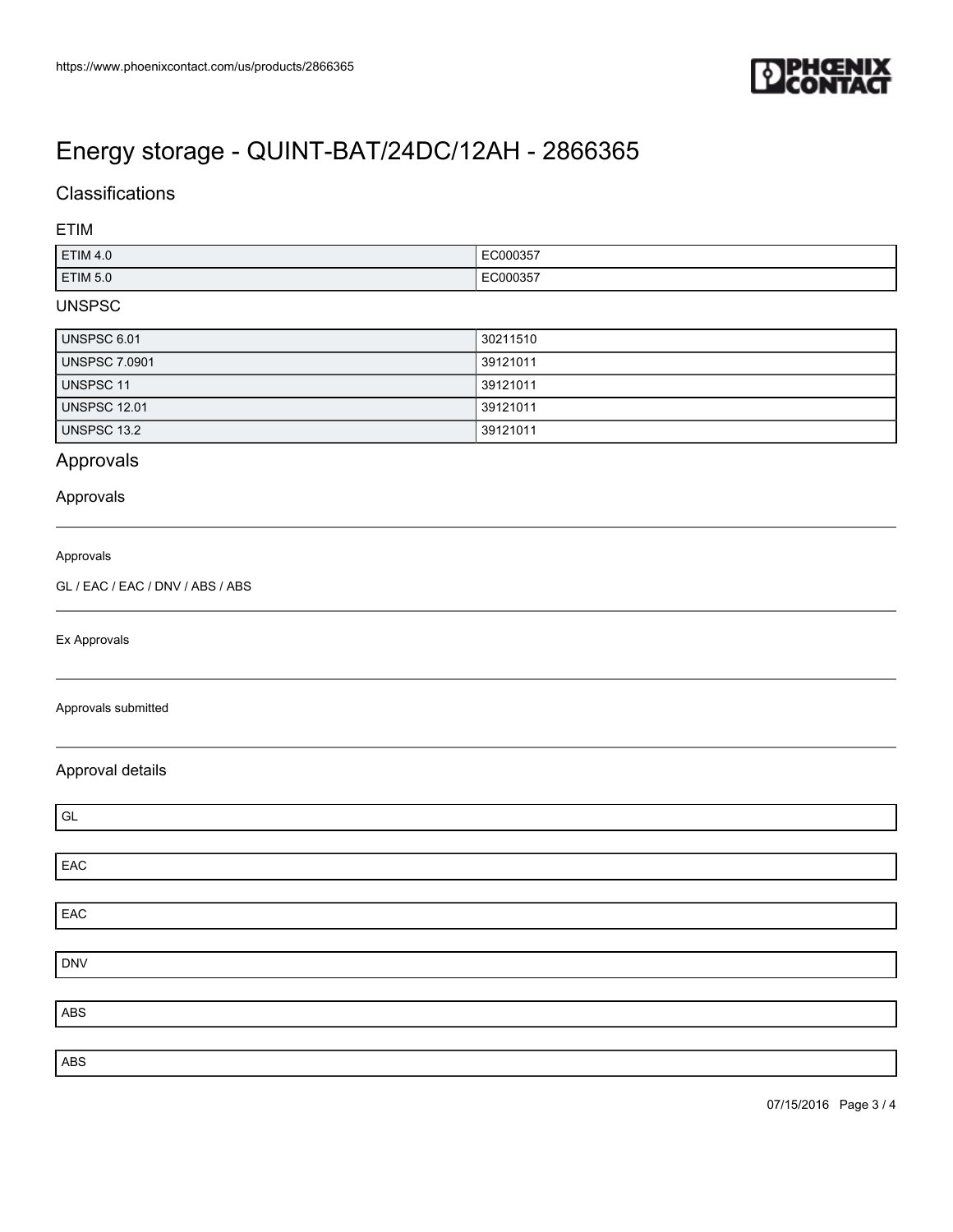# Energy storage - QUINT-BAT/24DC/12AH - 2866365

## Classifications

### ETIM

| ETIM 4.0 | EC000357 |
|---|---|
| ETIM 5.0 | EC000357 |

### UNSPSC

| UNSPSC 6.01 | 30211510 |
|---|---|
| UNSPSC 7.0901 | 39121011 |
| UNSPSC 11 | 39121011 |
| UNSPSC 12.01 | 39121011 |
| UNSPSC 13.2 | 39121011 |

## Approvals

### Approvals

Approvals

GL / EAC / EAC / DNV / ABS / ABS

Ex Approvals

Approvals submitted

### Approval details

GL

EAC

EAC

DNV

ABS

ABS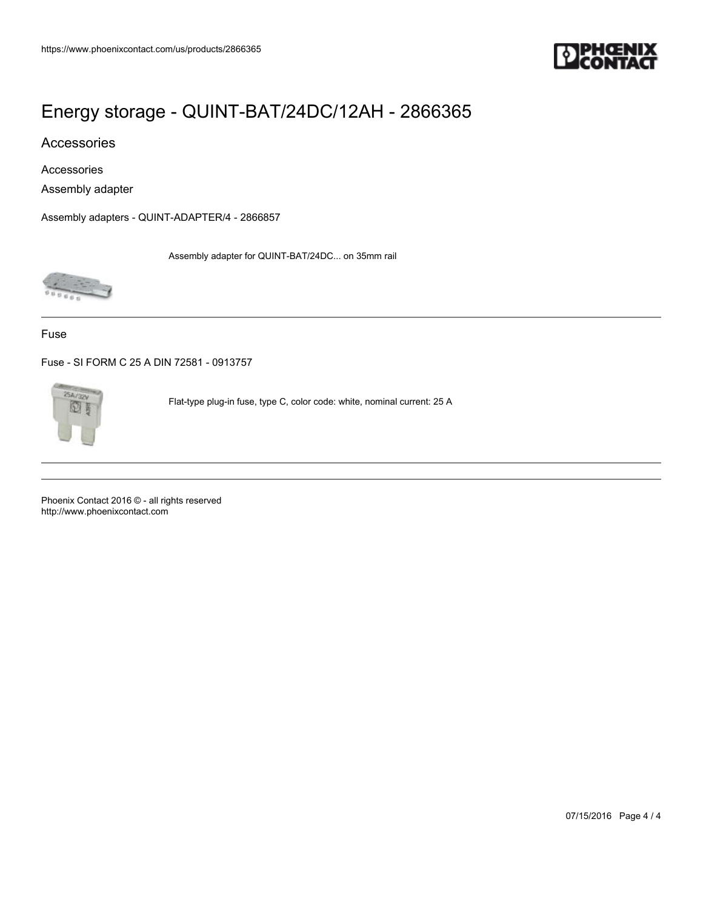# Energy storage - QUINT-BAT/24DC/12AH - 2866365

## Accessories

Accessories

Assembly adapter

Assembly adapters - QUINT-ADAPTER/4 - 2866857

Assembly adapter for QUINT-BAT/24DC... on 35mm rail

Fuse

Fuse - SI FORM C 25 A DIN 72581 - 0913757

Flat-type plug-in fuse, type C, color code: white, nominal current: 25 A

Phoenix Contact 2016 © - all rights reserved
http://www.phoenixcontact.com